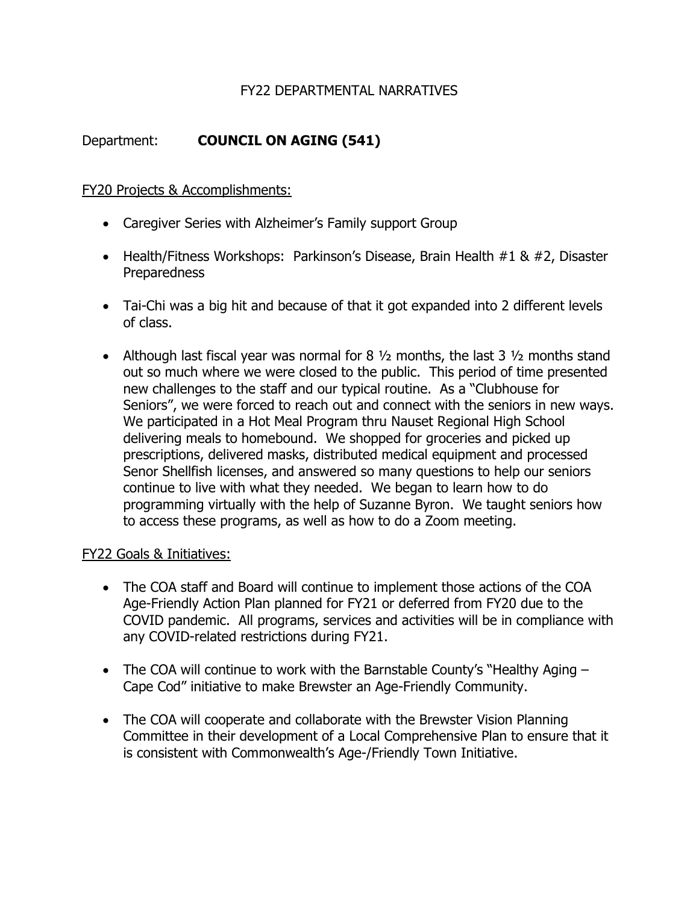FY22 DEPARTMENTAL NARRATIVES

Department: **COUNCIL ON AGING (541)**

FY20 Projects & Accomplishments:

- Caregiver Series with Alzheimer's Family support Group
- Health/Fitness Workshops: Parkinson's Disease, Brain Health #1 & #2, Disaster Preparedness
- Tai-Chi was a big hit and because of that it got expanded into 2 different levels of class.
- Although last fiscal year was normal for 8 ½ months, the last 3 ½ months stand out so much where we were closed to the public. This period of time presented new challenges to the staff and our typical routine. As a "Clubhouse for Seniors", we were forced to reach out and connect with the seniors in new ways. We participated in a Hot Meal Program thru Nauset Regional High School delivering meals to homebound. We shopped for groceries and picked up prescriptions, delivered masks, distributed medical equipment and processed Senor Shellfish licenses, and answered so many questions to help our seniors continue to live with what they needed. We began to learn how to do programming virtually with the help of Suzanne Byron. We taught seniors how to access these programs, as well as how to do a Zoom meeting.

FY22 Goals & Initiatives:

- The COA staff and Board will continue to implement those actions of the COA Age-Friendly Action Plan planned for FY21 or deferred from FY20 due to the COVID pandemic. All programs, services and activities will be in compliance with any COVID-related restrictions during FY21.
- The COA will continue to work with the Barnstable County's "Healthy Aging – Cape Cod" initiative to make Brewster an Age-Friendly Community.
- The COA will cooperate and collaborate with the Brewster Vision Planning Committee in their development of a Local Comprehensive Plan to ensure that it is consistent with Commonwealth's Age-/Friendly Town Initiative.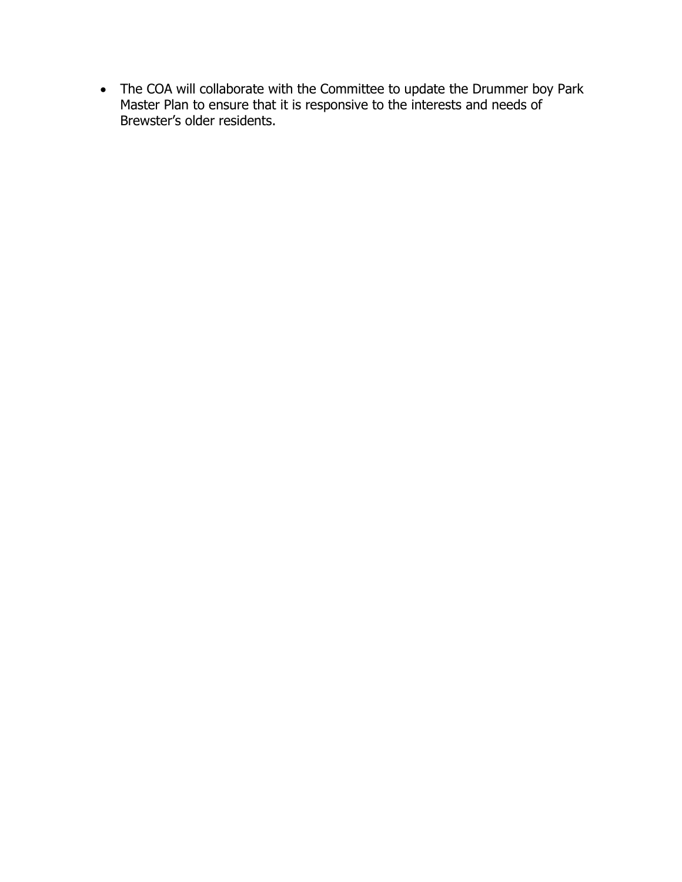- The COA will collaborate with the Committee to update the Drummer boy Park Master Plan to ensure that it is responsive to the interests and needs of Brewster's older residents.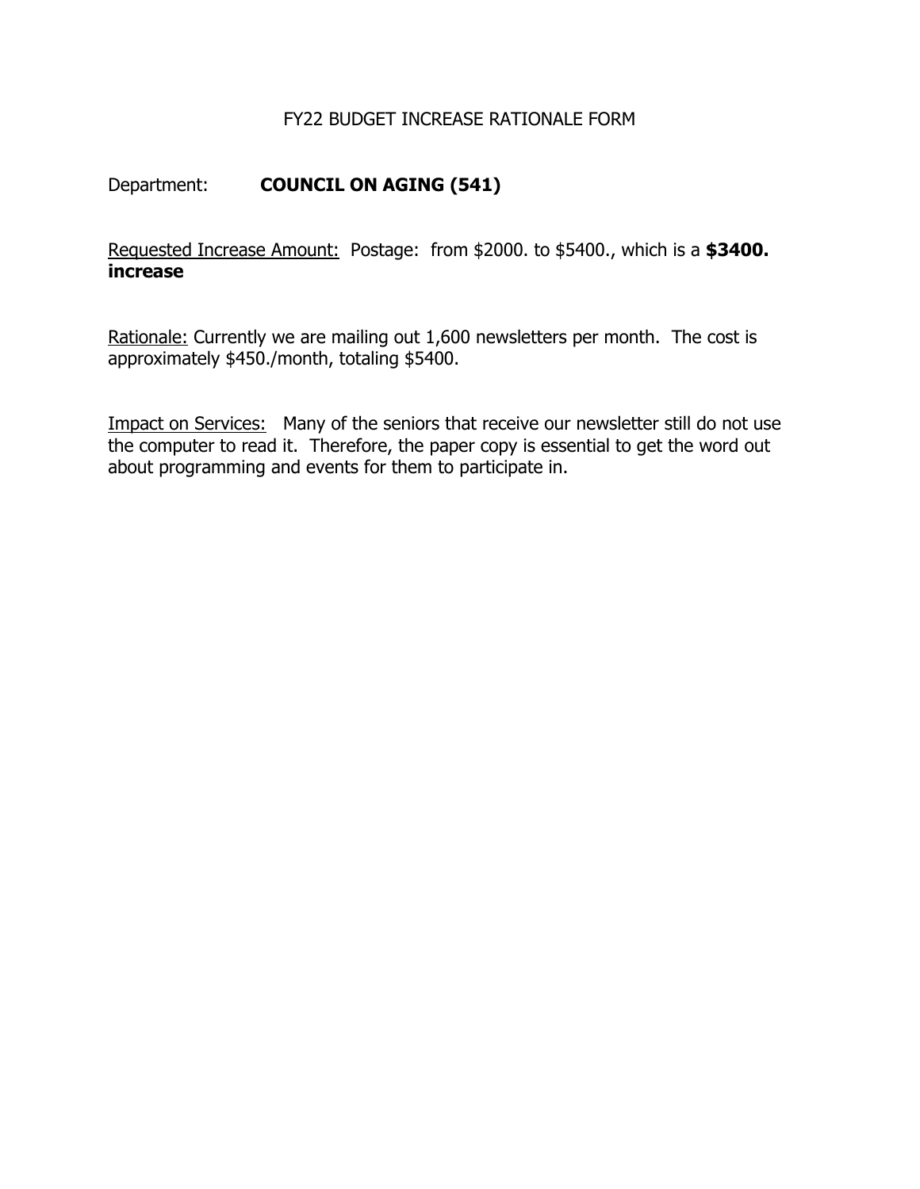# FY22 BUDGET INCREASE RATIONALE FORM

Department: **COUNCIL ON AGING (541)**

Requested Increase Amount: Postage: from $2000. to $5400., which is a **$3400. increase**

Rationale: Currently we are mailing out 1,600 newsletters per month. The cost is approximately $450./month, totaling $5400.

Impact on Services: Many of the seniors that receive our newsletter still do not use the computer to read it. Therefore, the paper copy is essential to get the word out about programming and events for them to participate in.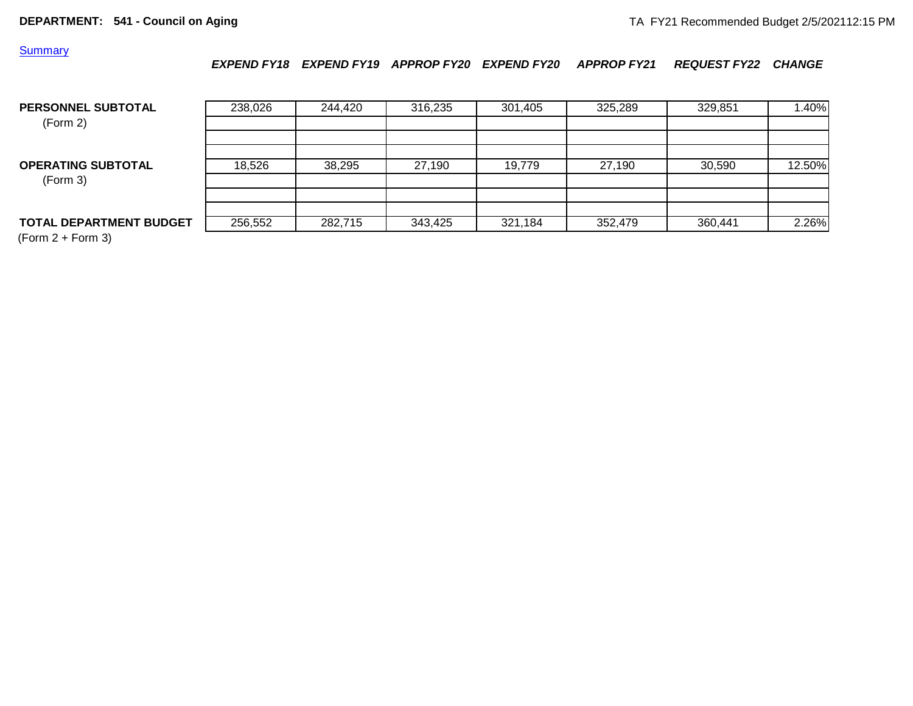**DEPARTMENT: 541 - Council on Aging**

TA FY21 Recommended Budget 2/5/202112:15 PM

Summary

| | *EXPEND FY18* | *EXPEND FY19* | *APPROP FY20* | *EXPEND FY20* | *APPROP FY21* | *REQUEST FY22* | *CHANGE* |
|---|---|---|---|---|---|---|---|
| **PERSONNEL SUBTOTAL** (Form 2) | 238,026 | 244,420 | 316,235 | 301,405 | 325,289 | 329,851 | 1.40% |
| **OPERATING SUBTOTAL** (Form 3) | 18,526 | 38,295 | 27,190 | 19,779 | 27,190 | 30,590 | 12.50% |
| **TOTAL DEPARTMENT BUDGET** (Form 2 + Form 3) | 256,552 | 282,715 | 343,425 | 321,184 | 352,479 | 360,441 | 2.26% |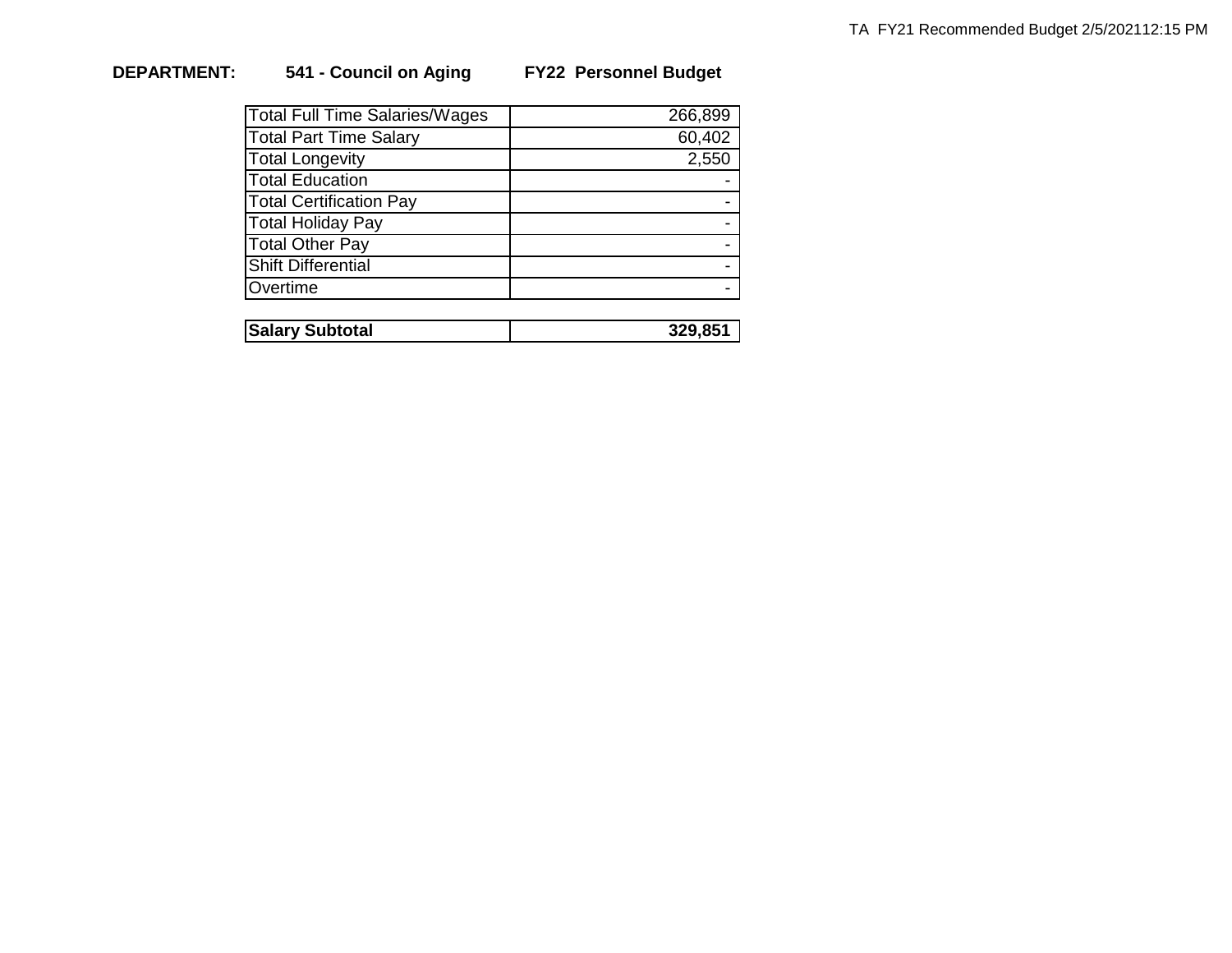**DEPARTMENT: 541 - Council on Aging FY22 Personnel Budget**

| Item | Amount |
| --- | --- |
| Total Full Time Salaries/Wages | 266,899 |
| Total Part Time Salary | 60,402 |
| Total Longevity | 2,550 |
| Total Education | - |
| Total Certification Pay | - |
| Total Holiday Pay | - |
| Total Other Pay | - |
| Shift Differential | - |
| Overtime | - |
| **Salary Subtotal** | **329,851** |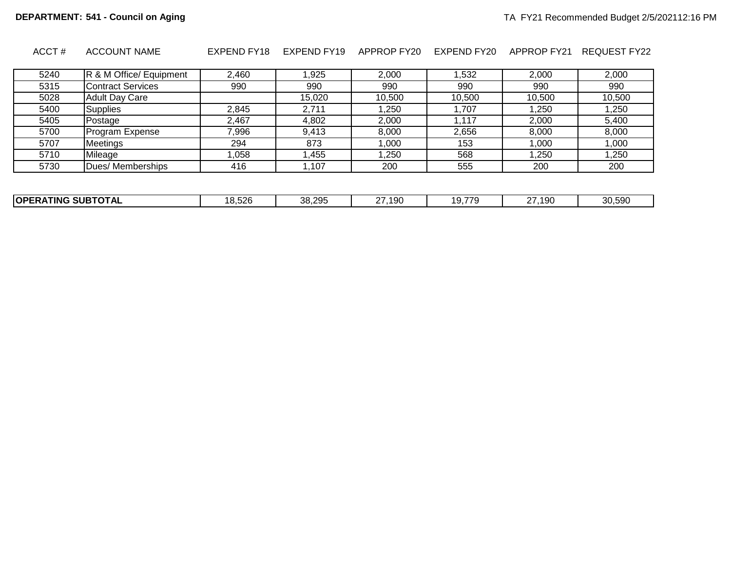**DEPARTMENT: 541 - Council on Aging**

TA FY21 Recommended Budget 2/5/202112:16 PM

| ACCT # | ACCOUNT NAME | EXPEND FY18 | EXPEND FY19 | APPROP FY20 | EXPEND FY20 | APPROP FY21 | REQUEST FY22 |
|---|---|---|---|---|---|---|---|
| 5240 | R & M Office/ Equipment | 2,460 | 1,925 | 2,000 | 1,532 | 2,000 | 2,000 |
| 5315 | Contract Services | 990 | 990 | 990 | 990 | 990 | 990 |
| 5028 | Adult Day Care | | 15,020 | 10,500 | 10,500 | 10,500 | 10,500 |
| 5400 | Supplies | 2,845 | 2,711 | 1,250 | 1,707 | 1,250 | 1,250 |
| 5405 | Postage | 2,467 | 4,802 | 2,000 | 1,117 | 2,000 | 5,400 |
| 5700 | Program Expense | 7,996 | 9,413 | 8,000 | 2,656 | 8,000 | 8,000 |
| 5707 | Meetings | 294 | 873 | 1,000 | 153 | 1,000 | 1,000 |
| 5710 | Mileage | 1,058 | 1,455 | 1,250 | 568 | 1,250 | 1,250 |
| 5730 | Dues/ Memberships | 416 | 1,107 | 200 | 555 | 200 | 200 |
| **OPERATING SUBTOTAL** | | 18,526 | 38,295 | 27,190 | 19,779 | 27,190 | 30,590 |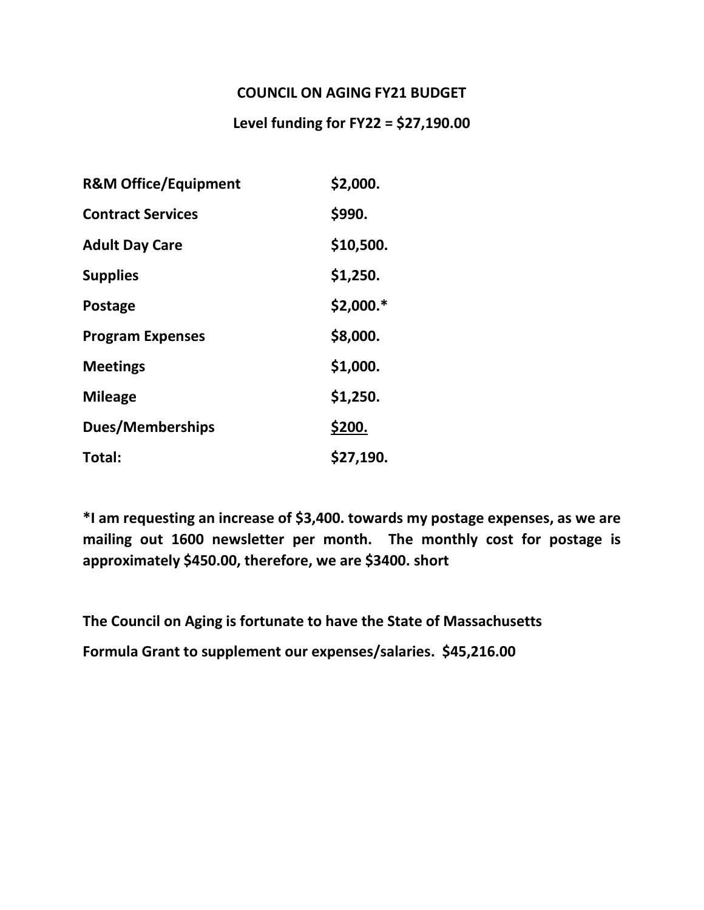**COUNCIL ON AGING FY21 BUDGET**

**Level funding for FY22 = $27,190.00**

| | |
|---|---|
| **R&M Office/Equipment** | **$2,000.** |
| **Contract Services** | **$990.** |
| **Adult Day Care** | **$10,500.** |
| **Supplies** | **$1,250.** |
| **Postage** | **$2,000.*** |
| **Program Expenses** | **$8,000.** |
| **Meetings** | **$1,000.** |
| **Mileage** | **$1,250.** |
| **Dues/Memberships** | **$200.** |
| **Total:** | **$27,190.** |

**\*I am requesting an increase of $3,400. towards my postage expenses, as we are mailing out 1600 newsletter per month. The monthly cost for postage is approximately $450.00, therefore, we are $3400. short**

**The Council on Aging is fortunate to have the State of Massachusetts Formula Grant to supplement our expenses/salaries. $45,216.00**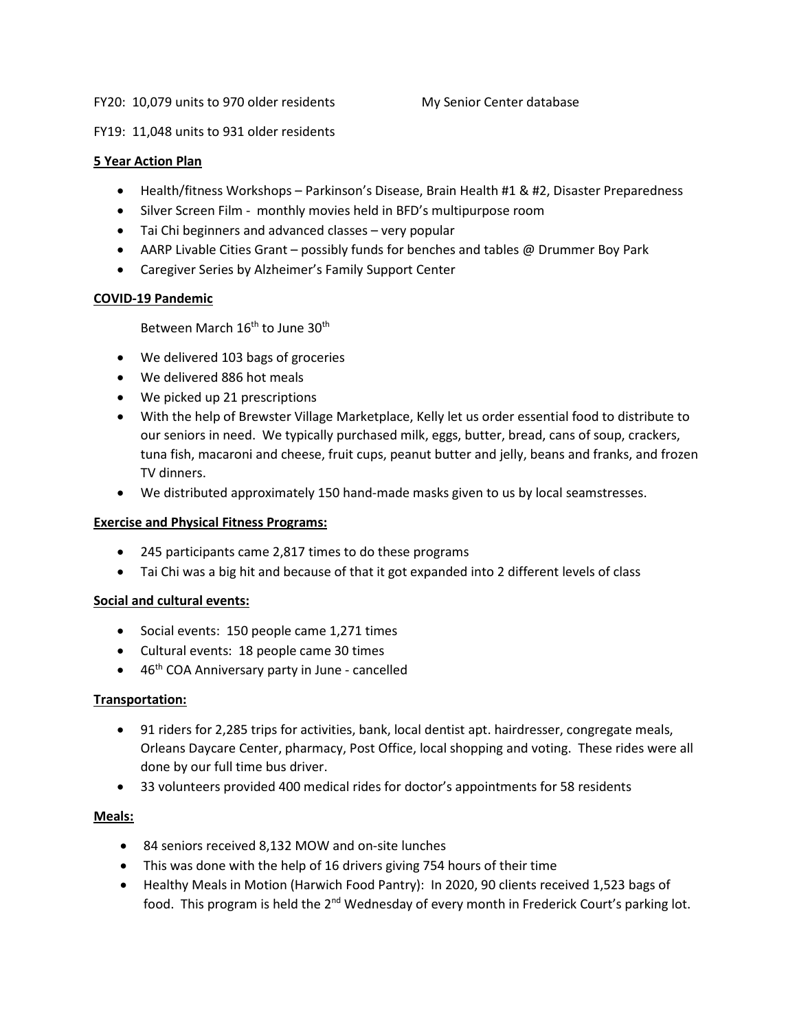FY20: 10,079 units to 970 older residents My Senior Center database

FY19: 11,048 units to 931 older residents

**5 Year Action Plan**

- Health/fitness Workshops – Parkinson's Disease, Brain Health #1 & #2, Disaster Preparedness
- Silver Screen Film - monthly movies held in BFD's multipurpose room
- Tai Chi beginners and advanced classes – very popular
- AARP Livable Cities Grant – possibly funds for benches and tables @ Drummer Boy Park
- Caregiver Series by Alzheimer's Family Support Center

**COVID-19 Pandemic**

Between March 16th to June 30th

- We delivered 103 bags of groceries
- We delivered 886 hot meals
- We picked up 21 prescriptions
- With the help of Brewster Village Marketplace, Kelly let us order essential food to distribute to our seniors in need. We typically purchased milk, eggs, butter, bread, cans of soup, crackers, tuna fish, macaroni and cheese, fruit cups, peanut butter and jelly, beans and franks, and frozen TV dinners.
- We distributed approximately 150 hand-made masks given to us by local seamstresses.

**Exercise and Physical Fitness Programs:**

- 245 participants came 2,817 times to do these programs
- Tai Chi was a big hit and because of that it got expanded into 2 different levels of class

**Social and cultural events:**

- Social events: 150 people came 1,271 times
- Cultural events: 18 people came 30 times
- 46th COA Anniversary party in June - cancelled

**Transportation:**

- 91 riders for 2,285 trips for activities, bank, local dentist apt. hairdresser, congregate meals, Orleans Daycare Center, pharmacy, Post Office, local shopping and voting. These rides were all done by our full time bus driver.
- 33 volunteers provided 400 medical rides for doctor's appointments for 58 residents

**Meals:**

- 84 seniors received 8,132 MOW and on-site lunches
- This was done with the help of 16 drivers giving 754 hours of their time
- Healthy Meals in Motion (Harwich Food Pantry): In 2020, 90 clients received 1,523 bags of food. This program is held the 2nd Wednesday of every month in Frederick Court's parking lot.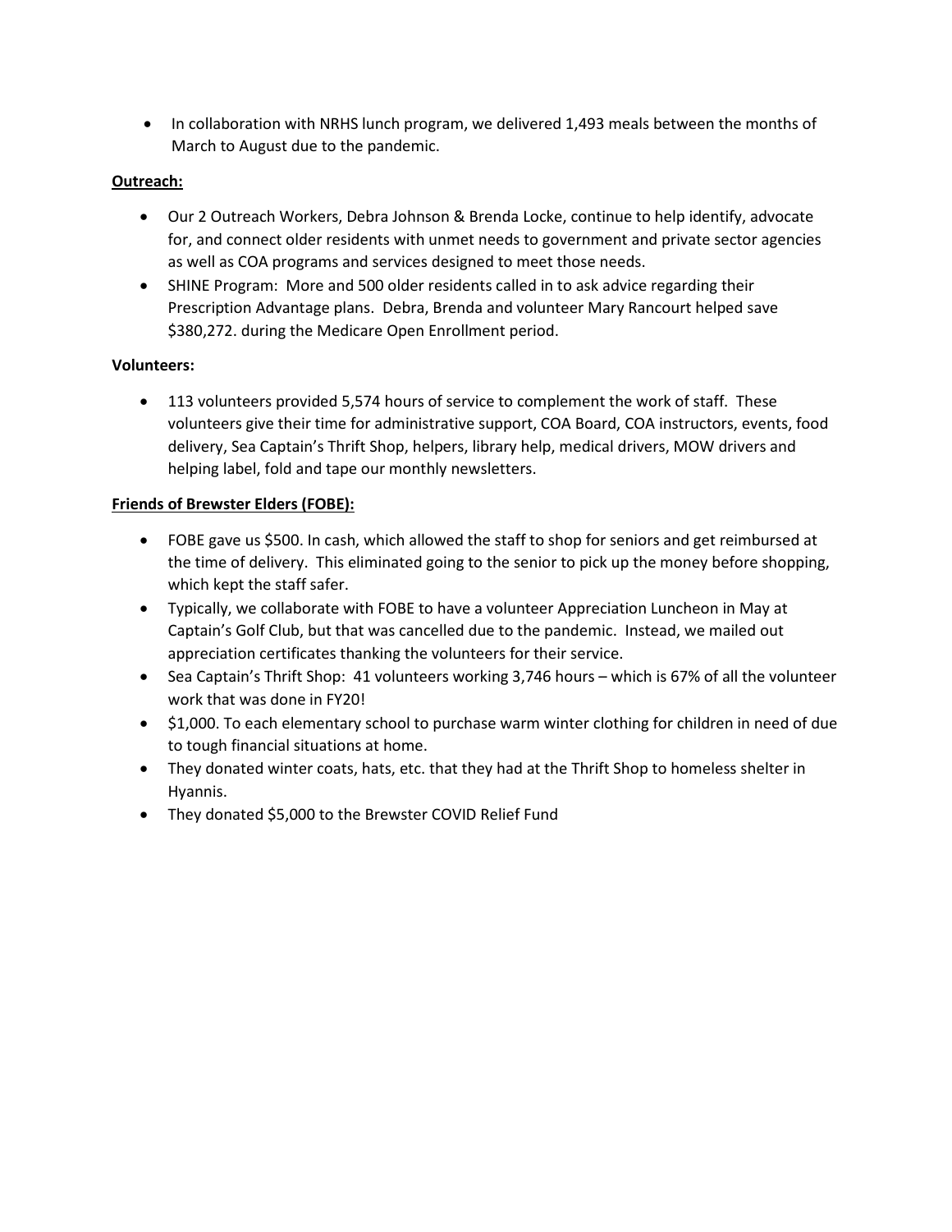- In collaboration with NRHS lunch program, we delivered 1,493 meals between the months of March to August due to the pandemic.

**Outreach:**

- Our 2 Outreach Workers, Debra Johnson & Brenda Locke, continue to help identify, advocate for, and connect older residents with unmet needs to government and private sector agencies as well as COA programs and services designed to meet those needs.
- SHINE Program: More and 500 older residents called in to ask advice regarding their Prescription Advantage plans. Debra, Brenda and volunteer Mary Rancourt helped save $380,272. during the Medicare Open Enrollment period.

**Volunteers:**

- 113 volunteers provided 5,574 hours of service to complement the work of staff. These volunteers give their time for administrative support, COA Board, COA instructors, events, food delivery, Sea Captain's Thrift Shop, helpers, library help, medical drivers, MOW drivers and helping label, fold and tape our monthly newsletters.

**Friends of Brewster Elders (FOBE):**

- FOBE gave us $500. In cash, which allowed the staff to shop for seniors and get reimbursed at the time of delivery. This eliminated going to the senior to pick up the money before shopping, which kept the staff safer.
- Typically, we collaborate with FOBE to have a volunteer Appreciation Luncheon in May at Captain's Golf Club, but that was cancelled due to the pandemic. Instead, we mailed out appreciation certificates thanking the volunteers for their service.
- Sea Captain's Thrift Shop: 41 volunteers working 3,746 hours – which is 67% of all the volunteer work that was done in FY20!
- $1,000. To each elementary school to purchase warm winter clothing for children in need of due to tough financial situations at home.
- They donated winter coats, hats, etc. that they had at the Thrift Shop to homeless shelter in Hyannis.
- They donated $5,000 to the Brewster COVID Relief Fund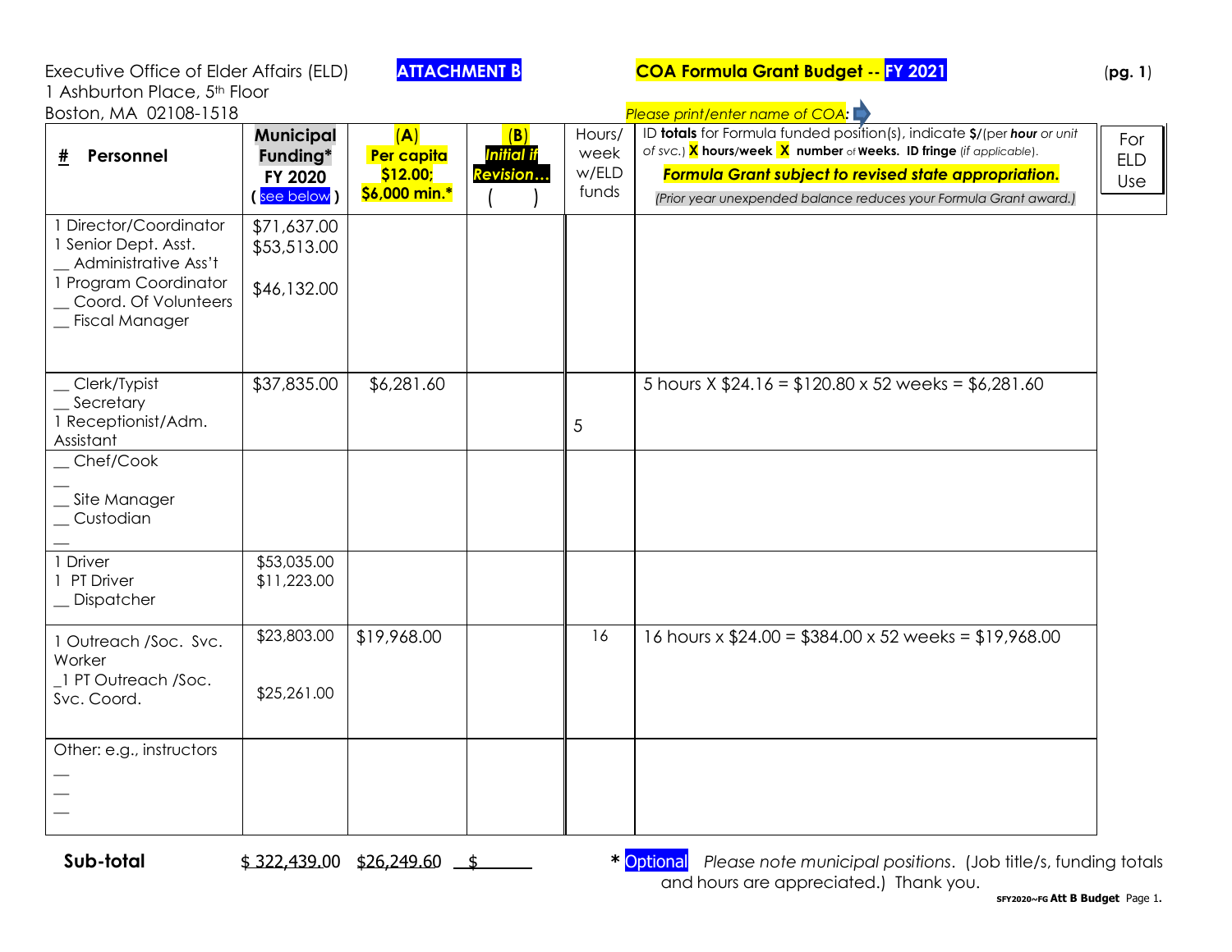Executive Office of Elder Affairs (ELD)
1 Ashburton Place, 5th Floor
Boston, MA 02108-1518

**ATTACHMENT B**

**COA Formula Grant Budget -- FY 2021** (**pg. 1**)

*Please print/enter name of COA:*

| # Personnel | Municipal Funding* FY 2020 ( see below ) | (A) Per capita $12.00; $6,000 min.* | (B) *Initial if Revision…* ( ) | Hours/ week w/ELD funds | ID **totals** for Formula funded position(s), indicate $/(per *hour* or *unit of svc.*) X hours/week X number of Weeks. ID fringe (*if applicable*). ***Formula Grant subject to revised state appropriation.*** *(Prior year unexpended balance reduces your Formula Grant award.)* | For ELD Use |
|---|---|---|---|---|---|---|
| 1 Director/Coordinator<br>1 Senior Dept. Asst.<br>__ Administrative Ass't<br>1 Program Coordinator<br>__ Coord. Of Volunteers<br>__ Fiscal Manager | $71,637.00<br>$53,513.00<br><br>$46,132.00 | | | | | |
| __ Clerk/Typist<br>__ Secretary<br>1 Receptionist/Adm. Assistant | $37,835.00 | $6,281.60 | | 5 | 5 hours X $24.16 = $120.80 x 52 weeks = $6,281.60 | |
| __ Chef/Cook<br>__<br>__ Site Manager<br>__ Custodian<br>__ | | | | | | |
| 1 Driver<br>1 PT Driver<br>__ Dispatcher | $53,035.00<br>$11,223.00 | | | | | |
| 1 Outreach /Soc. Svc. Worker<br>_1 PT Outreach /Soc. Svc. Coord. | $23,803.00<br><br>$25,261.00 | $19,968.00 | | 16 | 16 hours x $24.00 = $384.00 x 52 weeks = $19,968.00 | |
| Other: e.g., instructors<br>__<br>__<br>__ | | | | | | |
| **Sub-total** | $ 322,439.00 | $26,249.60 | $ | | | |

\* Optional *Please note municipal positions*. (Job title/s, funding totals and hours are appreciated.) Thank you.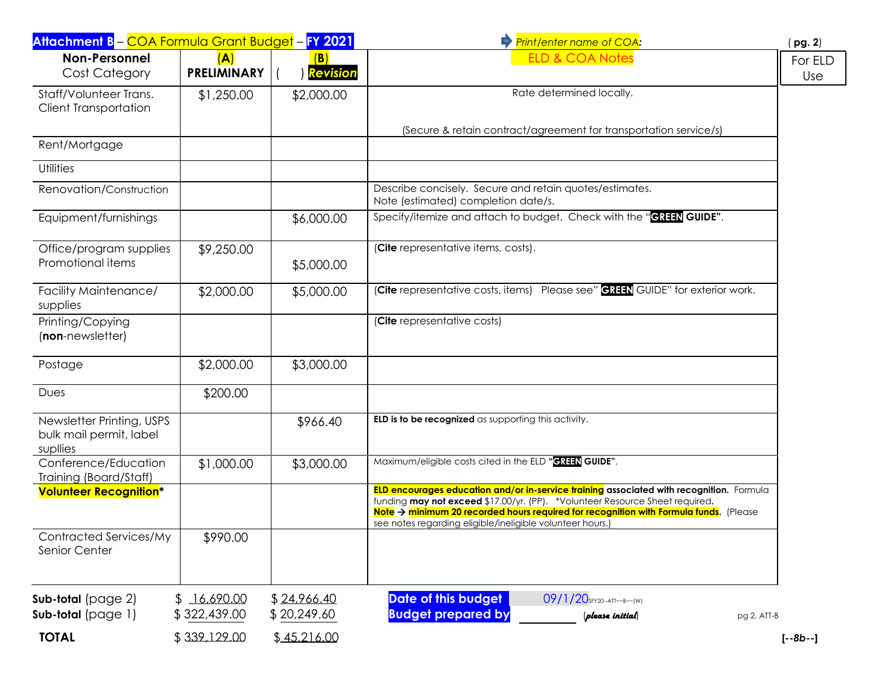**Attachment B** – COA Formula Grant Budget – **FY 2021**

*Print/enter name of COA:*

| Non-Personnel Cost Category | (A) PRELIMINARY | (B) ( ) *Revision* | ELD & COA Notes | For ELD Use |
|---|---|---|---|---|
| Staff/Volunteer Trans. Client Transportation | $1,250.00 | $2,000.00 | Rate determined locally. (Secure & retain contract/agreement for transportation service/s) | |
| Rent/Mortgage | | | | |
| Utilities | | | | |
| Renovation/Construction | | | Describe concisely. Secure and retain quotes/estimates. Note (estimated) completion date/s. | |
| Equipment/furnishings | | $6,000.00 | Specify/itemize and attach to budget. Check with the "**GREEN GUIDE**". | |
| Office/program supplies Promotional items | $9,250.00 | $5,000.00 | (**Cite** representative items, costs). | |
| Facility Maintenance/ supplies | $2,000.00 | $5,000.00 | (**Cite** representative costs, items) Please see" **GREEN** GUIDE" for exterior work. | |
| Printing/Copying (**non**-newsletter) | | | (**Cite** representative costs) | |
| Postage | $2,000.00 | $3,000.00 | | |
| Dues | $200.00 | | | |
| Newsletter Printing, USPS bulk mail permit, label supllies | | $966.40 | **ELD is to be recognized** as supporting this activity. | |
| Conference/Education Training (Board/Staff) | $1,000.00 | $3,000.00 | Maximum/eligible costs cited in the ELD "**GREEN GUIDE**". | |
| **Volunteer Recognition*** | | | **ELD encourages education and/or in-service training associated with recognition.** Formula funding **may not exceed** $17.00/yr. (PP). *Volunteer Resource Sheet required. **Note → minimum 20 recorded hours required for recognition with Formula funds**. (Please see notes regarding eligible/ineligible volunteer hours.) | |
| Contracted Services/My Senior Center | $990.00 | | | |
| **Sub-total** (page 2) | $ 16,690.00 | $ 24,966.40 | | |
| **Sub-total** (page 1) | $ 322,439.00 | $ 20,249.60 | | |
| **TOTAL** | $ 339,129.00 | $ 45,216.00 | | |

**Date of this budget** 09/1/20 SFY20--ATT--B--(W)

**Budget prepared by** __________ (*please initial*)

pg 2, ATT-B

[--8b--]